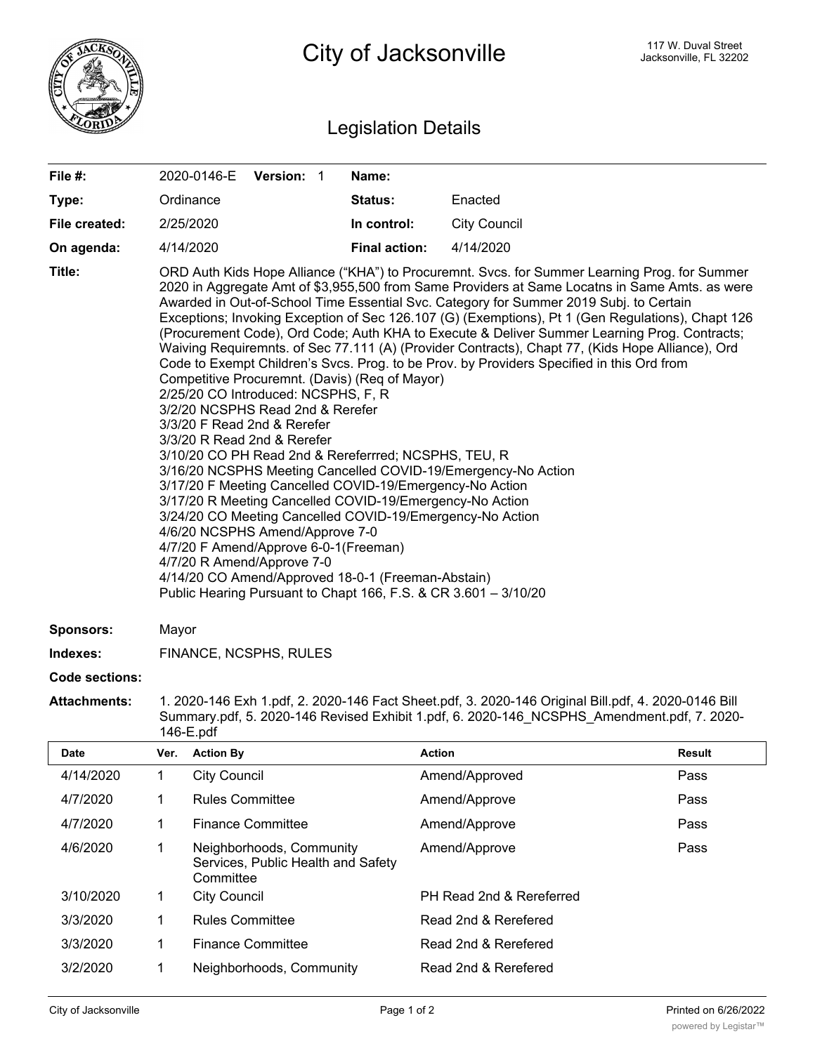# City of Jacksonville

117 W. Duval Street
Jacksonville, FL 32202

## Legislation Details

| | | | |
|---|---|---|---|
| **File #:** | 2020-0146-E **Version:** 1 | **Name:** | |
| **Type:** | Ordinance | **Status:** | Enacted |
| **File created:** | 2/25/2020 | **In control:** | City Council |
| **On agenda:** | 4/14/2020 | **Final action:** | 4/14/2020 |

**Title:** ORD Auth Kids Hope Alliance ("KHA") to Procuremnt. Svcs. for Summer Learning Prog. for Summer 2020 in Aggregate Amt of $3,955,500 from Same Providers at Same Locatns in Same Amts. as were Awarded in Out-of-School Time Essential Svc. Category for Summer 2019 Subj. to Certain Exceptions; Invoking Exception of Sec 126.107 (G) (Exemptions), Pt 1 (Gen Regulations), Chapt 126 (Procurement Code), Ord Code; Auth KHA to Execute & Deliver Summer Learning Prog. Contracts; Waiving Requiremnts. of Sec 77.111 (A) (Provider Contracts), Chapt 77, (Kids Hope Alliance), Ord Code to Exempt Children's Svcs. Prog. to be Prov. by Providers Specified in this Ord from Competitive Procuremnt. (Davis) (Req of Mayor)
2/25/20 CO Introduced: NCSPHS, F, R
3/2/20 NCSPHS Read 2nd & Rerefer
3/3/20 F Read 2nd & Rerefer
3/3/20 R Read 2nd & Rerefer
3/10/20 CO PH Read 2nd & Rereferrred; NCSPHS, TEU, R
3/16/20 NCSPHS Meeting Cancelled COVID-19/Emergency-No Action
3/17/20 F Meeting Cancelled COVID-19/Emergency-No Action
3/17/20 R Meeting Cancelled COVID-19/Emergency-No Action
3/24/20 CO Meeting Cancelled COVID-19/Emergency-No Action
4/6/20 NCSPHS Amend/Approve 7-0
4/7/20 F Amend/Approve 6-0-1(Freeman)
4/7/20 R Amend/Approve 7-0
4/14/20 CO Amend/Approved 18-0-1 (Freeman-Abstain)
Public Hearing Pursuant to Chapt 166, F.S. & CR 3.601 – 3/10/20

**Sponsors:** Mayor

**Indexes:** FINANCE, NCSPHS, RULES

**Code sections:**

**Attachments:** 1. 2020-146 Exh 1.pdf, 2. 2020-146 Fact Sheet.pdf, 3. 2020-146 Original Bill.pdf, 4. 2020-0146 Bill Summary.pdf, 5. 2020-146 Revised Exhibit 1.pdf, 6. 2020-146_NCSPHS_Amendment.pdf, 7. 2020-146-E.pdf

| Date | Ver. | Action By | Action | Result |
|---|---|---|---|---|
| 4/14/2020 | 1 | City Council | Amend/Approved | Pass |
| 4/7/2020 | 1 | Rules Committee | Amend/Approve | Pass |
| 4/7/2020 | 1 | Finance Committee | Amend/Approve | Pass |
| 4/6/2020 | 1 | Neighborhoods, Community Services, Public Health and Safety Committee | Amend/Approve | Pass |
| 3/10/2020 | 1 | City Council | PH Read 2nd & Rereferred | |
| 3/3/2020 | 1 | Rules Committee | Read 2nd & Rerefered | |
| 3/3/2020 | 1 | Finance Committee | Read 2nd & Rerefered | |
| 3/2/2020 | 1 | Neighborhoods, Community | Read 2nd & Rerefered | |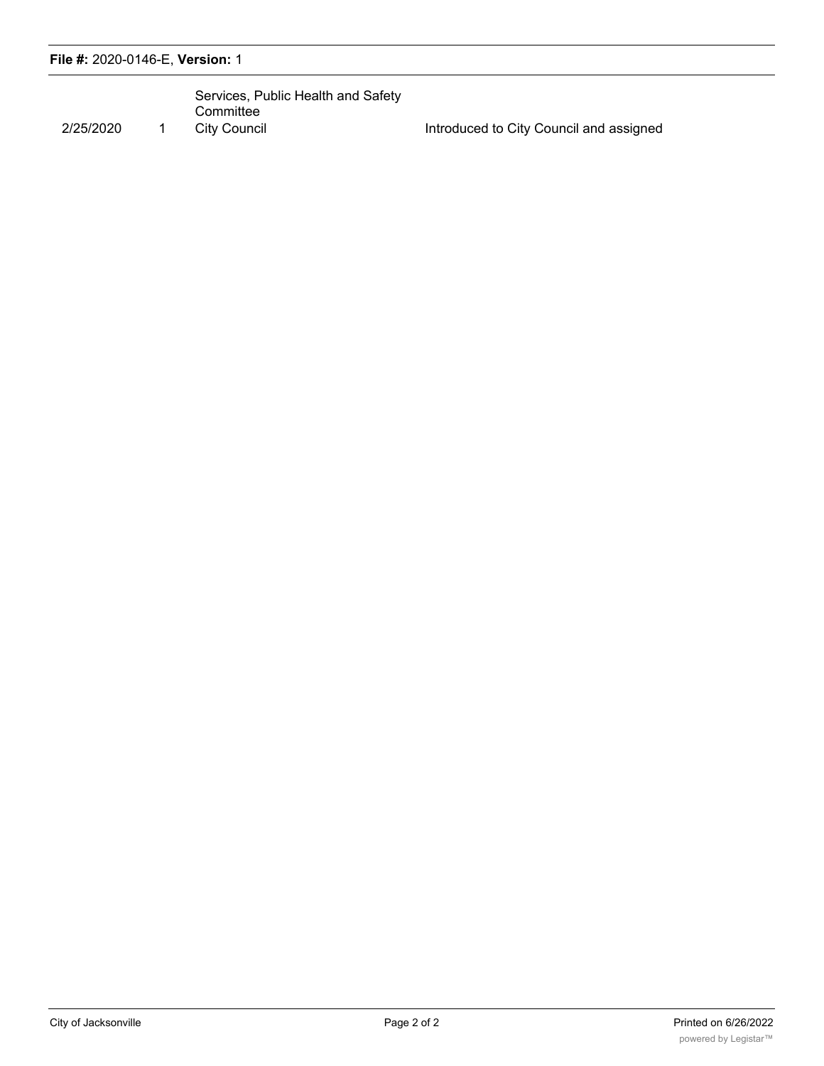| | | | |
|---|---|---|---|
| | | Services, Public Health and Safety Committee | |
| 2/25/2020 | 1 | City Council | Introduced to City Council and assigned |